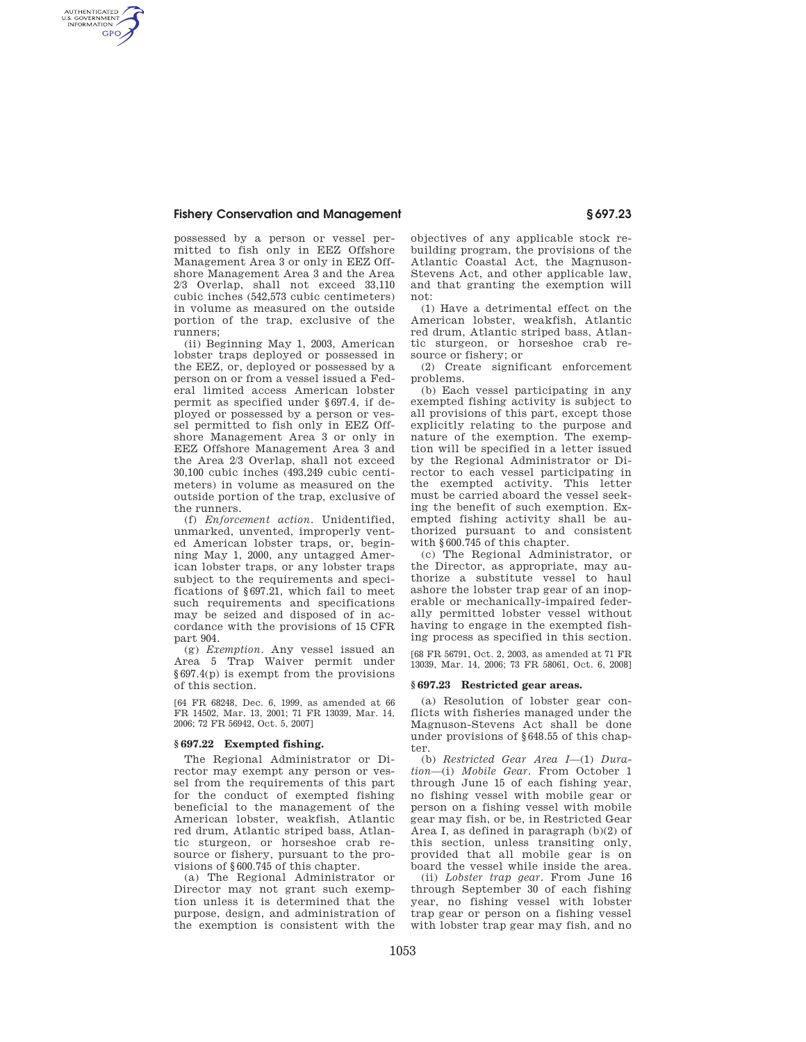possessed by a person or vessel permitted to fish only in EEZ Offshore Management Area 3 or only in EEZ Offshore Management Area 3 and the Area 2/3 Overlap, shall not exceed 33,110 cubic inches (542,573 cubic centimeters) in volume as measured on the outside portion of the trap, exclusive of the runners;

(ii) Beginning May 1, 2003, American lobster traps deployed or possessed in the EEZ, or, deployed or possessed by a person on or from a vessel issued a Federal limited access American lobster permit as specified under §697.4, if deployed or possessed by a person or vessel permitted to fish only in EEZ Offshore Management Area 3 or only in EEZ Offshore Management Area 3 and the Area 2/3 Overlap, shall not exceed 30,100 cubic inches (493,249 cubic centimeters) in volume as measured on the outside portion of the trap, exclusive of the runners.

(f) *Enforcement action.* Unidentified, unmarked, unvented, improperly vented American lobster traps, or, beginning May 1, 2000, any untagged American lobster traps, or any lobster traps subject to the requirements and specifications of §697.21, which fail to meet such requirements and specifications may be seized and disposed of in accordance with the provisions of 15 CFR part 904.

(g) *Exemption.* Any vessel issued an Area 5 Trap Waiver permit under §697.4(p) is exempt from the provisions of this section.

[64 FR 68248, Dec. 6, 1999, as amended at 66 FR 14502, Mar. 13, 2001; 71 FR 13039, Mar. 14, 2006; 72 FR 56942, Oct. 5, 2007]

## §697.22 Exempted fishing.

The Regional Administrator or Director may exempt any person or vessel from the requirements of this part for the conduct of exempted fishing beneficial to the management of the American lobster, weakfish, Atlantic red drum, Atlantic striped bass, Atlantic sturgeon, or horseshoe crab resource or fishery, pursuant to the provisions of §600.745 of this chapter.

(a) The Regional Administrator or Director may not grant such exemption unless it is determined that the purpose, design, and administration of the exemption is consistent with the objectives of any applicable stock rebuilding program, the provisions of the Atlantic Coastal Act, the Magnuson-Stevens Act, and other applicable law, and that granting the exemption will not:

(1) Have a detrimental effect on the American lobster, weakfish, Atlantic red drum, Atlantic striped bass, Atlantic sturgeon, or horseshoe crab resource or fishery; or

(2) Create significant enforcement problems.

(b) Each vessel participating in any exempted fishing activity is subject to all provisions of this part, except those explicitly relating to the purpose and nature of the exemption. The exemption will be specified in a letter issued by the Regional Administrator or Director to each vessel participating in the exempted activity. This letter must be carried aboard the vessel seeking the benefit of such exemption. Exempted fishing activity shall be authorized pursuant to and consistent with §600.745 of this chapter.

(c) The Regional Administrator, or the Director, as appropriate, may authorize a substitute vessel to haul ashore the lobster trap gear of an inoperable or mechanically-impaired federally permitted lobster vessel without having to engage in the exempted fishing process as specified in this section.

[68 FR 56791, Oct. 2, 2003, as amended at 71 FR 13039, Mar. 14, 2006; 73 FR 58061, Oct. 6, 2008]

## §697.23 Restricted gear areas.

(a) Resolution of lobster gear conflicts with fisheries managed under the Magnuson-Stevens Act shall be done under provisions of §648.55 of this chapter.

(b) *Restricted Gear Area I*—(1) *Duration*—(i) *Mobile Gear.* From October 1 through June 15 of each fishing year, no fishing vessel with mobile gear or person on a fishing vessel with mobile gear may fish, or be, in Restricted Gear Area I, as defined in paragraph (b)(2) of this section, unless transiting only, provided that all mobile gear is on board the vessel while inside the area.

(ii) *Lobster trap gear.* From June 16 through September 30 of each fishing year, no fishing vessel with lobster trap gear or person on a fishing vessel with lobster trap gear may fish, and no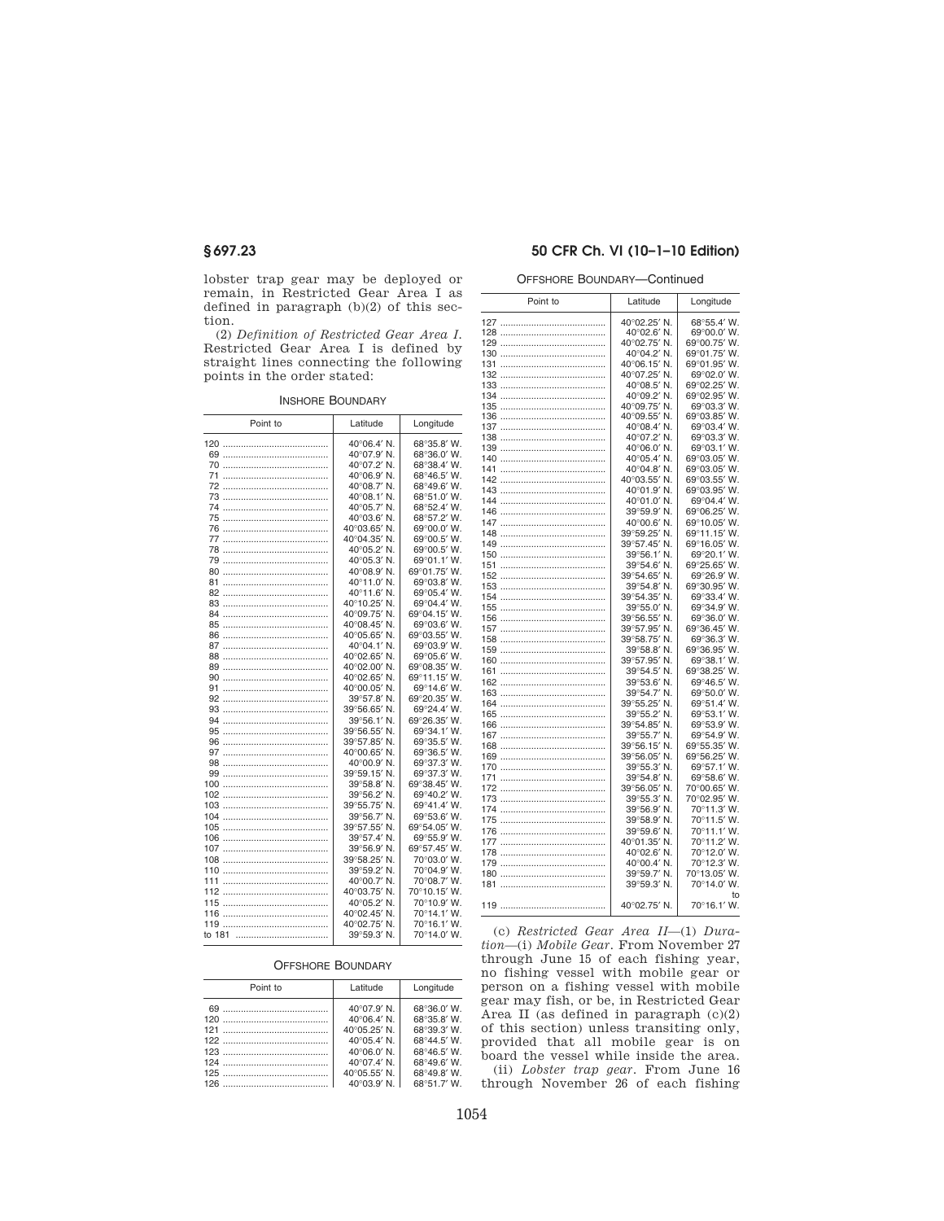lobster trap gear may be deployed or remain, in Restricted Gear Area I as defined in paragraph (b)(2) of this section.

(2) *Definition of Restricted Gear Area I.* Restricted Gear Area I is defined by straight lines connecting the following points in the order stated:

INSHORE BOUNDARY

| Point to | Latitude | Longitude |
|---|---|---|
| 120 | 40°06.4′ N. | 68°35.8′ W. |
| 69 | 40°07.9′ N. | 68°36.0′ W. |
| 70 | 40°07.2′ N. | 68°38.4′ W. |
| 71 | 40°06.9′ N. | 68°46.5′ W. |
| 72 | 40°08.7′ N. | 68°49.6′ W. |
| 73 | 40°08.1′ N. | 68°51.0′ W. |
| 74 | 40°05.7′ N. | 68°52.4′ W. |
| 75 | 40°03.6′ N. | 68°57.2′ W. |
| 76 | 40°03.65′ N. | 69°00.0′ W. |
| 77 | 40°04.35′ N. | 69°00.5′ W. |
| 78 | 40°05.2′ N. | 69°00.5′ W. |
| 79 | 40°05.3′ N. | 69°01.1′ W. |
| 80 | 40°08.9′ N. | 69°01.75′ W. |
| 81 | 40°11.0′ N. | 69°03.8′ W. |
| 82 | 40°11.6′ N. | 69°05.4′ W. |
| 83 | 40°10.25′ N. | 69°04.4′ W. |
| 84 | 40°09.75′ N. | 69°04.15′ W. |
| 85 | 40°08.45′ N. | 69°03.6′ W. |
| 86 | 40°05.65′ N. | 69°03.55′ W. |
| 87 | 40°04.1′ N. | 69°03.9′ W. |
| 88 | 40°02.65′ N. | 69°05.6′ W. |
| 89 | 40°02.00′ N. | 69°08.35′ W. |
| 90 | 40°02.65′ N. | 69°11.15′ W. |
| 91 | 40°00.05′ N. | 69°14.6′ W. |
| 92 | 39°57.8′ N. | 69°20.35′ W. |
| 93 | 39°56.65′ N. | 69°24.4′ W. |
| 94 | 39°56.1′ N. | 69°26.35′ W. |
| 95 | 39°56.55′ N. | 69°34.1′ W. |
| 96 | 39°57.85′ N. | 69°35.5′ W. |
| 97 | 40°00.65′ N. | 69°36.5′ W. |
| 98 | 40°00.9′ N. | 69°37.3′ W. |
| 99 | 39°59.15′ N. | 69°37.3′ W. |
| 100 | 39°58.8′ N. | 69°38.45′ W. |
| 102 | 39°56.2′ N. | 69°40.2′ W. |
| 103 | 39°55.75′ N. | 69°41.4′ W. |
| 104 | 39°56.7′ N. | 69°53.6′ W. |
| 105 | 39°57.55′ N. | 69°54.05′ W. |
| 106 | 39°57.4′ N. | 69°55.9′ W. |
| 107 | 39°56.9′ N. | 69°57.45′ W. |
| 108 | 39°58.25′ N. | 70°03.0′ W. |
| 110 | 39°59.2′ N. | 70°04.9′ W. |
| 111 | 40°00.7′ N. | 70°08.7′ W. |
| 112 | 40°03.75′ N. | 70°10.15′ W. |
| 115 | 40°05.2′ N. | 70°10.9′ W. |
| 116 | 40°02.45′ N. | 70°14.1′ W. |
| 119 | 40°02.75′ N. | 70°16.1′ W. |
| to 181 | 39°59.3′ N. | 70°14.0′ W. |

OFFSHORE BOUNDARY

| Point to | Latitude | Longitude |
|---|---|---|
| 69 | 40°07.9′ N. | 68°36.0′ W. |
| 120 | 40°06.4′ N. | 68°35.8′ W. |
| 121 | 40°05.25′ N. | 68°39.3′ W. |
| 122 | 40°05.4′ N. | 68°44.5′ W. |
| 123 | 40°06.0′ N. | 68°46.5′ W. |
| 124 | 40°07.4′ N. | 68°49.6′ W. |
| 125 | 40°05.55′ N. | 68°49.8′ W. |
| 126 | 40°03.9′ N. | 68°51.7′ W. |
| 127 | 40°02.25′ N. | 68°55.4′ W. |
| 128 | 40°02.6′ N. | 69°00.0′ W. |
| 129 | 40°02.75′ N. | 69°00.75′ W. |
| 130 | 40°04.2′ N. | 69°01.75′ W. |
| 131 | 40°06.15′ N. | 69°01.95′ W. |
| 132 | 40°07.25′ N. | 69°02.0′ W. |
| 133 | 40°08.5′ N. | 69°02.25′ W. |
| 134 | 40°09.2′ N. | 69°02.95′ W. |
| 135 | 40°09.75′ N. | 69°03.3′ W. |
| 136 | 40°09.55′ N. | 69°03.85′ W. |
| 137 | 40°08.4′ N. | 69°03.4′ W. |
| 138 | 40°07.2′ N. | 69°03.3′ W. |
| 139 | 40°06.0′ N. | 69°03.1′ W. |
| 140 | 40°05.4′ N. | 69°03.05′ W. |
| 141 | 40°04.8′ N. | 69°03.05′ W. |
| 142 | 40°03.55′ N. | 69°03.55′ W. |
| 143 | 40°01.9′ N. | 69°03.95′ W. |
| 144 | 40°01.0′ N. | 69°04.4′ W. |
| 146 | 39°59.9′ N. | 69°06.25′ W. |
| 147 | 40°00.6′ N. | 69°10.05′ W. |
| 148 | 39°59.25′ N. | 69°11.15′ W. |
| 149 | 39°57.45′ N. | 69°16.05′ W. |
| 150 | 39°56.1′ N. | 69°20.1′ W. |
| 151 | 39°54.6′ N. | 69°25.65′ W. |
| 152 | 39°54.65′ N. | 69°26.9′ W. |
| 153 | 39°54.8′ N. | 69°30.95′ W. |
| 154 | 39°54.35′ N. | 69°33.4′ W. |
| 155 | 39°55.0′ N. | 69°34.9′ W. |
| 156 | 39°56.55′ N. | 69°36.0′ W. |
| 157 | 39°57.95′ N. | 69°36.45′ W. |
| 158 | 39°58.75′ N. | 69°36.3′ W. |
| 159 | 39°58.8′ N. | 69°36.95′ W. |
| 160 | 39°57.95′ N. | 69°38.1′ W. |
| 161 | 39°54.5′ N. | 69°38.25′ W. |
| 162 | 39°53.6′ N. | 69°46.5′ W. |
| 163 | 39°54.7′ N. | 69°50.0′ W. |
| 164 | 39°55.25′ N. | 69°51.4′ W. |
| 165 | 39°55.2′ N. | 69°53.1′ W. |
| 166 | 39°54.85′ N. | 69°53.9′ W. |
| 167 | 39°55.7′ N. | 69°54.9′ W. |
| 168 | 39°56.15′ N. | 69°55.35′ W. |
| 169 | 39°56.05′ N. | 69°56.25′ W. |
| 170 | 39°55.3′ N. | 69°57.1′ W. |
| 171 | 39°54.8′ N. | 69°58.6′ W. |
| 172 | 39°56.05′ N. | 70°00.65′ W. |
| 173 | 39°55.3′ N. | 70°02.95′ W. |
| 174 | 39°56.9′ N. | 70°11.3′ W. |
| 175 | 39°58.9′ N. | 70°11.5′ W. |
| 176 | 39°59.6′ N. | 70°11.1′ W. |
| 177 | 40°01.35′ N. | 70°11.2′ W. |
| 178 | 40°02.6′ N. | 70°12.0′ W. |
| 179 | 40°00.4′ N. | 70°12.3′ W. |
| 180 | 39°59.7′ N. | 70°13.05′ W. |
| 181 | 39°59.3′ N. | 70°14.0′ W. to |
| 119 | 40°02.75′ N. | 70°16.1′ W. |

(c) *Restricted Gear Area II*—(1) *Duration*—(i) *Mobile Gear.* From November 27 through June 15 of each fishing year, no fishing vessel with mobile gear or person on a fishing vessel with mobile gear may fish, or be, in Restricted Gear Area II (as defined in paragraph (c)(2) of this section) unless transiting only, provided that all mobile gear is on board the vessel while inside the area.

(ii) *Lobster trap gear.* From June 16 through November 26 of each fishing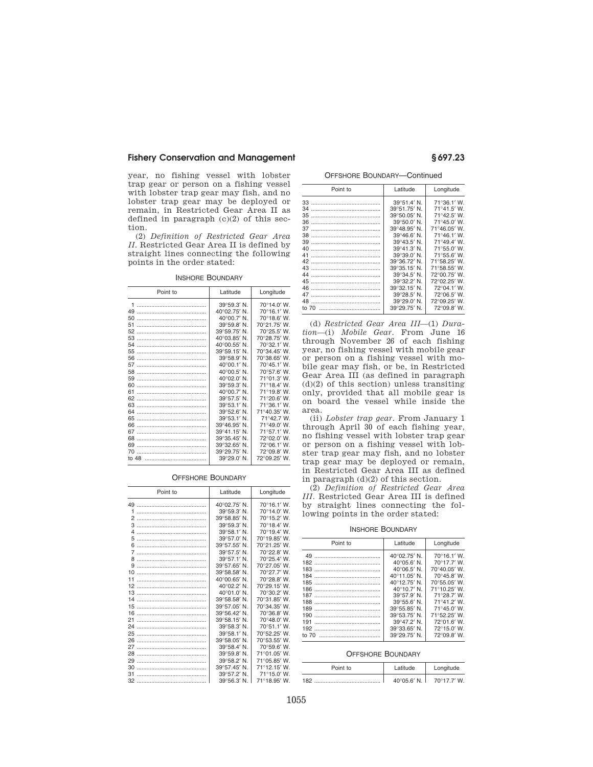year, no fishing vessel with lobster trap gear or person on a fishing vessel with lobster trap gear may fish, and no lobster trap gear may be deployed or remain, in Restricted Gear Area II as defined in paragraph (c)(2) of this section.

(2) *Definition of Restricted Gear Area II*. Restricted Gear Area II is defined by straight lines connecting the following points in the order stated:

INSHORE BOUNDARY

| Point to | Latitude | Longitude |
|---|---|---|
| 1 | 39°59.3′ N. | 70°14.0′ W. |
| 49 | 40°02.75′ N. | 70°16.1′ W. |
| 50 | 40°00.7′ N. | 70°18.6′ W. |
| 51 | 39°59.8′ N. | 70°21.75′ W. |
| 52 | 39°59.75′ N. | 70°25.5′ W. |
| 53 | 40°03.85′ N. | 70°28.75′ W. |
| 54 | 40°00.55′ N. | 70°32.1′ W. |
| 55 | 39°59.15′ N. | 70°34.45′ W. |
| 56 | 39°58.9′ N. | 70°38.65′ W. |
| 57 | 40°00.1′ N. | 70°45.1′ W. |
| 58 | 40°00.5′ N. | 70°57.6′ W. |
| 59 | 40°02.0′ N. | 71°01.3′ W. |
| 60 | 39°59.3′ N. | 71°18.4′ W. |
| 61 | 40°00.7′ N. | 71°19.8′ W. |
| 62 | 39°57.5′ N. | 71°20.6′ W. |
| 63 | 39°53.1′ N. | 71°36.1′ W. |
| 64 | 39°52.6′ N. | 71°40.35′ W. |
| 65 | 39°53.1′ N. | 71°42.7 W. |
| 66 | 39°46.95′ N. | 71°49.0′ W. |
| 67 | 39°41.15′ N. | 71°57.1′ W. |
| 68 | 39°35.45′ N. | 72°02.0′ W. |
| 69 | 39°32.65′ N. | 72°06.1′ W. |
| 70 | 39°29.75′ N. | 72°09.8′ W. |
| to 48 | 39°29.0′ N. | 72°09.25′ W. |

OFFSHORE BOUNDARY

| Point to | Latitude | Longitude |
|---|---|---|
| 49 | 40°02.75′ N. | 70°16.1′ W. |
| 1 | 39°59.3′ N. | 70°14.0′ W. |
| 2 | 39°58.85′ N. | 70°15.2′ W. |
| 3 | 39°59.3′ N. | 70°18.4′ W. |
| 4 | 39°58.1′ N. | 70°19.4′ W. |
| 5 | 39°57.0′ N. | 70°19.85′ W. |
| 6 | 39°57.55′ N. | 70°21.25′ W. |
| 7 | 39°57.5′ N. | 70°22.8′ W. |
| 8 | 39°57.1′ N. | 70°25.4′ W. |
| 9 | 39°57.65′ N. | 70°27.05′ W. |
| 10 | 39°58.58′ N. | 70°27.7′ W. |
| 11 | 40°00.65′ N. | 70°28.8′ W. |
| 12 | 40°02.2′ N. | 70°29.15′ W. |
| 13 | 40°01.0′ N. | 70°30.2′ W. |
| 14 | 39°58.58′ N. | 70°31.85′ W. |
| 15 | 39°57.05′ N. | 70°34.35′ W. |
| 16 | 39°56.42′ N. | 70°36.8′ W. |
| 21 | 39°58.15′ N. | 70°48.0′ W. |
| 24 | 39°58.3′ N. | 70°51.1′ W. |
| 25 | 39°58.1′ N. | 70°52.25′ W. |
| 26 | 39°58.05′ N. | 70°53.55′ W. |
| 27 | 39°58.4′ N. | 70°59.6′ W. |
| 28 | 39°59.8′ N. | 71°01.05′ W. |
| 29 | 39°58.2′ N. | 71°05.85′ W. |
| 30 | 39°57.45′ N. | 71°12.15′ W. |
| 31 | 39°57.2′ N. | 71°15.0′ W. |
| 32 | 39°56.3′ N. | 71°18.95′ W. |
| 33 | 39°51.4′ N. | 71°36.1′ W. |
| 34 | 39°51.75′ N. | 71°41.5′ W. |
| 35 | 39°50.05′ N. | 71°42.5′ W. |
| 36 | 39°50.0′ N. | 71°45.0′ W. |
| 37 | 39°48.95′ N. | 71°46.05′ W. |
| 38 | 39°46.6′ N. | 71°46.1′ W. |
| 39 | 39°43.5′ N. | 71°49.4′ W. |
| 40 | 39°41.3′ N. | 71°55.0′ W. |
| 41 | 39°39.0′ N. | 71°55.6′ W. |
| 42 | 39°36.72′ N. | 71°58.25′ W. |
| 43 | 39°35.15′ N. | 71°58.55′ W. |
| 44 | 39°34.5′ N. | 72°00.75′ W. |
| 45 | 39°32.2′ N. | 72°02.25′ W. |
| 46 | 39°32.15′ N. | 72°04.1′ W. |
| 47 | 39°28.5′ N. | 72°06.5′ W. |
| 48 | 39°29.0′ N. | 72°09.25′ W. |
| to 70 | 39°29.75′ N. | 72°09.8′ W. |

(d) *Restricted Gear Area III*—(1) *Duration*—(i) *Mobile Gear*. From June 16 through November 26 of each fishing year, no fishing vessel with mobile gear or person on a fishing vessel with mobile gear may fish, or be, in Restricted Gear Area III (as defined in paragraph (d)(2) of this section) unless transiting only, provided that all mobile gear is on board the vessel while inside the area.

(ii) *Lobster trap gear*. From January 1 through April 30 of each fishing year, no fishing vessel with lobster trap gear or person on a fishing vessel with lobster trap gear may fish, and no lobster trap gear may be deployed or remain, in Restricted Gear Area III as defined in paragraph (d)(2) of this section.

(2) *Definition of Restricted Gear Area III*. Restricted Gear Area III is defined by straight lines connecting the following points in the order stated:

INSHORE BOUNDARY

| Point to | Latitude | Longitude |
|---|---|---|
| 49 | 40°02.75′ N. | 70°16.1′ W. |
| 182 | 40°05.6′ N. | 70°17.7′ W. |
| 183 | 40°06.5′ N. | 70°40.05′ W. |
| 184 | 40°11.05′ N. | 70°45.8′ W. |
| 185 | 40°12.75′ N. | 70°55.05′ W. |
| 186 | 40°10.7′ N. | 71°10.25′ W. |
| 187 | 39°57.9′ N. | 71°28.7′ W. |
| 188 | 39°55.6′ N. | 71°41.2′ W. |
| 189 | 39°55.85′ N. | 71°45.0′ W. |
| 190 | 39°53.75′ N. | 71°52.25′ W. |
| 191 | 39°47.2′ N. | 72°01.6′ W. |
| 192 | 39°33.65′ N. | 72°15.0′ W. |
| to 70 | 39°29.75′ N. | 72°09.8′ W. |

OFFSHORE BOUNDARY

| Point to | Latitude | Longitude |
|---|---|---|
| 182 | 40°05.6′ N. | 70°17.7′ W. |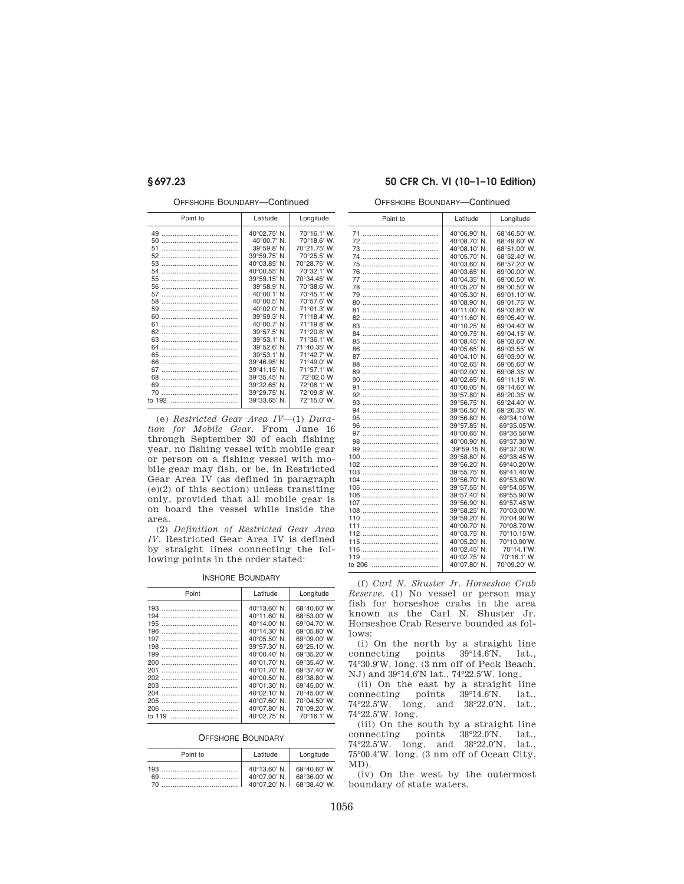OFFSHORE BOUNDARY—Continued

| Point to | Latitude | Longitude |
|---|---|---|
| 49 | 40°02.75′ N. | 70°16.1′ W. |
| 50 | 40°00.7′ N. | 70°18.6′ W. |
| 51 | 39°59.8′ N. | 70°21.75′ W. |
| 52 | 39°59.75′ N. | 70°25.5′ W. |
| 53 | 40°03.85′ N. | 70°28.75′ W. |
| 54 | 40°00.55′ N. | 70°32.1′ W. |
| 55 | 39°59.15′ N. | 70°34.45′ W. |
| 56 | 39°58.9′ N. | 70°38.6′ W. |
| 57 | 40°00.1′ N. | 70°45.1′ W. |
| 58 | 40°00.5′ N. | 70°57.6′ W. |
| 59 | 40°02.0′ N. | 71°01.3′ W. |
| 60 | 39°59.3′ N. | 71°18.4′ W. |
| 61 | 40°00.7′ N. | 71°19.8′ W. |
| 62 | 39°57.5′ N. | 71°20.6′ W. |
| 63 | 39°53.1′ N. | 71°36.1′ W. |
| 64 | 39°52.6′ N. | 71°40.35′ W. |
| 65 | 39°53.1′ N. | 71°42.7′ W. |
| 66 | 39°46.95′ N. | 71°49.0′ W. |
| 67 | 39°41.15′ N. | 71°57.1′ W. |
| 68 | 39°35.45′ N. | 72°02.0 W. |
| 69 | 39°32.65′ N. | 72°06.1′ W. |
| 70 | 39°29.75′ N. | 72°09.8′ W. |
| to 192 | 39°33.65′ N. | 72°15.0′ W. |

(e) *Restricted Gear Area IV*—(1) *Duration for Mobile Gear.* From June 16 through September 30 of each fishing year, no fishing vessel with mobile gear or person on a fishing vessel with mobile gear may fish, or be, in Restricted Gear Area IV (as defined in paragraph (e)(2) of this section) unless transiting only, provided that all mobile gear is on board the vessel while inside the area.

(2) *Definition of Restricted Gear Area IV.* Restricted Gear Area IV is defined by straight lines connecting the following points in the order stated:

INSHORE BOUNDARY

| Point | Latitude | Longitude |
|---|---|---|
| 193 | 40°13.60′ N. | 68°40.60′ W. |
| 194 | 40°11.60′ N. | 68°53.00′ W. |
| 195 | 40°14.00′ N. | 69°04.70′ W. |
| 196 | 40°14.30′ N. | 69°05.80′ W. |
| 197 | 40°05.50′ N. | 69°09.00′ W. |
| 198 | 39°57.30′ N. | 69°25.10′ W. |
| 199 | 40°00.40′ N. | 69°35.20′ W. |
| 200 | 40°01.70′ N. | 69°35.40′ W. |
| 201 | 40°01.70′ N. | 69°37.40′ W. |
| 202 | 40°00.50′ N. | 69°38.80′ W. |
| 203 | 40°01.30′ N. | 69°45.00′ W. |
| 204 | 40°02.10′ N. | 70°45.00′ W. |
| 205 | 40°07.60′ N. | 70°04.50′ W. |
| 206 | 40°07.80′ N. | 70°09.20′ W. |
| to 119 | 40°02.75′ N. | 70°16.1′ W. |

OFFSHORE BOUNDARY

| Point to | Latitude | Longitude |
|---|---|---|
| 193 | 40°13.60′ N. | 68°40.60′ W. |
| 69 | 40°07.90′ N. | 68°36.00′ W. |
| 70 | 40°07.20′ N. | 68°38.40′ W. |
| 71 | 40°06.90′ N. | 68°46.50′ W. |
| 72 | 40°08.70′ N. | 68°49.60′ W. |
| 73 | 40°08.10′ N. | 68°51.00′ W. |
| 74 | 40°05.70′ N. | 68°52.40′ W. |
| 75 | 40°03.60′ N. | 68°57.20′ W. |
| 76 | 40°03.65′ N. | 69°00.00′ W. |
| 77 | 40°04.35′ N. | 69°00.50′ W. |
| 78 | 40°05.20′ N. | 69°00.50′ W. |
| 79 | 40°05.30′ N. | 69°01.10′ W. |
| 80 | 40°08.90′ N. | 69°01.75′ W. |
| 81 | 40°11.00′ N. | 69°03.80′ W. |
| 82 | 40°11.60′ N. | 69°05.40′ W. |
| 83 | 40°10.25′ N. | 69°04.40′ W. |
| 84 | 40°09.75′ N. | 69°04.15′ W. |
| 85 | 40°08.45′ N. | 69°03.60′ W. |
| 86 | 40°05.65′ N. | 69°03.55′ W. |
| 87 | 40°04.10′ N. | 69°03.90′ W. |
| 88 | 40°02.65′ N. | 69°05.60′ W. |
| 89 | 40°02.00′ N. | 69°08.35′ W. |
| 90 | 40°02.65′ N. | 69°11.15′ W. |
| 91 | 40°00.05′ N. | 69°14.60′ W. |
| 92 | 39°57.80′ N. | 69°20.35′ W. |
| 93 | 39°56.75′ N. | 69°24.40′ W. |
| 94 | 39°56.50′ N. | 69°26.35′ W. |
| 95 | 39°56.80′ N. | 69°34.10′W. |
| 96 | 39°57.85′ N. | 69°35.05′W. |
| 97 | 40°00.65′ N. | 69°36.50′W. |
| 98 | 40°00.90′ N. | 69°37.30′W. |
| 99 | 39°59.15 N. | 69°37.30′W. |
| 100 | 39°58.80′ N. | 69°38.45′W. |
| 102 | 39°56.20′ N. | 69°40.20′W. |
| 103 | 39°55.75′ N. | 69°41.40′W. |
| 104 | 39°56.70′ N. | 69°53.60′W. |
| 105 | 39°57.55′ N. | 69°54.05′W. |
| 106 | 39°57.40′ N. | 69°55.90′W. |
| 107 | 39°56.90′ N. | 69°57.45′W. |
| 108 | 39°58.25′ N. | 70°03.00′W. |
| 110 | 39°59.20′ N. | 70°04.90′W. |
| 111 | 40°00.70′ N. | 70°08.70′W. |
| 112 | 40°03.75′ N. | 70°10.15′W. |
| 115 | 40°05.20′ N. | 70°10.90′W. |
| 116 | 40°02.45′ N. | 70°14.1′W. |
| 119 | 40°02.75′ N. | 70°16.1′ W. |
| to 206 | 40°07.80′ N. | 70°09.20′ W. |

(f) *Carl N. Shuster Jr. Horseshoe Crab Reserve.* (1) No vessel or person may fish for horseshoe crabs in the area known as the Carl N. Shuster Jr. Horseshoe Crab Reserve bounded as follows:

(i) On the north by a straight line connecting points 39°14.6′N. lat., 74°30.9′W. long. (3 nm off of Peck Beach, NJ) and 39°14.6′N lat., 74°22.5′W. long.

(ii) On the east by a straight line connecting points 39°14.6′N. lat., 74°22.5′W. long. and 38°22.0′N. lat., 74°22.5′W. long.

(iii) On the south by a straight line connecting points 38°22.0′N. lat., 74°22.5′W. long. and 38°22.0′N. lat., 75°00.4′W. long. (3 nm off of Ocean City, MD).

(iv) On the west by the outermost boundary of state waters.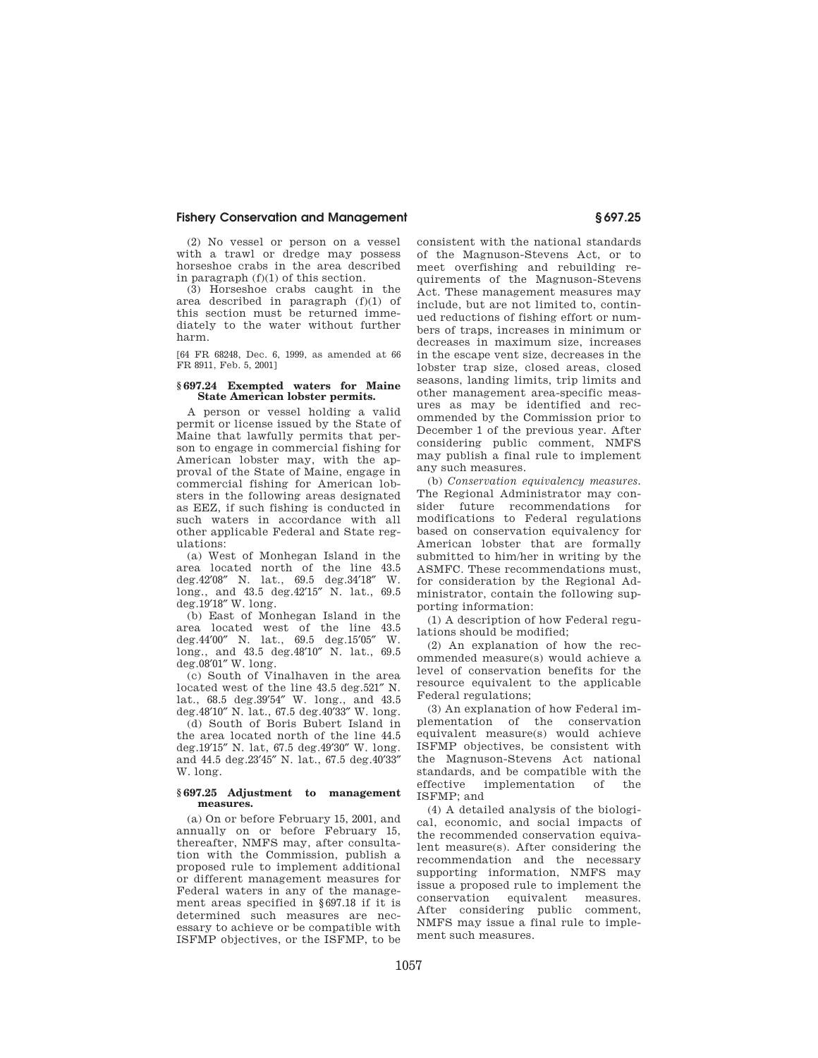(2) No vessel or person on a vessel with a trawl or dredge may possess horseshoe crabs in the area described in paragraph (f)(1) of this section.

(3) Horseshoe crabs caught in the area described in paragraph (f)(1) of this section must be returned immediately to the water without further harm.

[64 FR 68248, Dec. 6, 1999, as amended at 66 FR 8911, Feb. 5, 2001]

### § 697.24 Exempted waters for Maine State American lobster permits.

A person or vessel holding a valid permit or license issued by the State of Maine that lawfully permits that person to engage in commercial fishing for American lobster may, with the approval of the State of Maine, engage in commercial fishing for American lobsters in the following areas designated as EEZ, if such fishing is conducted in such waters in accordance with all other applicable Federal and State regulations:

(a) West of Monhegan Island in the area located north of the line 43.5 deg.42′08″ N. lat., 69.5 deg.34′18″ W. long., and 43.5 deg.42′15″ N. lat., 69.5 deg.19′18″ W. long.

(b) East of Monhegan Island in the area located west of the line 43.5 deg.44′00″ N. lat., 69.5 deg.15′05″ W. long., and 43.5 deg.48′10″ N. lat., 69.5 deg.08′01″ W. long.

(c) South of Vinalhaven in the area located west of the line 43.5 deg.521″ N. lat., 68.5 deg.39′54″ W. long., and 43.5 deg.48′10″ N. lat., 67.5 deg.40′33″ W. long.

(d) South of Boris Bubert Island in the area located north of the line 44.5 deg.19′15″ N. lat, 67.5 deg.49′30″ W. long. and 44.5 deg.23′45″ N. lat., 67.5 deg.40′33″ W. long.

### § 697.25 Adjustment to management measures.

(a) On or before February 15, 2001, and annually on or before February 15, thereafter, NMFS may, after consultation with the Commission, publish a proposed rule to implement additional or different management measures for Federal waters in any of the management areas specified in §697.18 if it is determined such measures are necessary to achieve or be compatible with ISFMP objectives, or the ISFMP, to be consistent with the national standards of the Magnuson-Stevens Act, or to meet overfishing and rebuilding requirements of the Magnuson-Stevens Act. These management measures may include, but are not limited to, continued reductions of fishing effort or numbers of traps, increases in minimum or decreases in maximum size, increases in the escape vent size, decreases in the lobster trap size, closed areas, closed seasons, landing limits, trip limits and other management area-specific measures as may be identified and recommended by the Commission prior to December 1 of the previous year. After considering public comment, NMFS may publish a final rule to implement any such measures.

(b) *Conservation equivalency measures.* The Regional Administrator may consider future recommendations for modifications to Federal regulations based on conservation equivalency for American lobster that are formally submitted to him/her in writing by the ASMFC. These recommendations must, for consideration by the Regional Administrator, contain the following supporting information:

(1) A description of how Federal regulations should be modified;

(2) An explanation of how the recommended measure(s) would achieve a level of conservation benefits for the resource equivalent to the applicable Federal regulations;

(3) An explanation of how Federal implementation of the conservation equivalent measure(s) would achieve ISFMP objectives, be consistent with the Magnuson-Stevens Act national standards, and be compatible with the effective implementation of the ISFMP; and

(4) A detailed analysis of the biological, economic, and social impacts of the recommended conservation equivalent measure(s). After considering the recommendation and the necessary supporting information, NMFS may issue a proposed rule to implement the conservation equivalent measures. After considering public comment, NMFS may issue a final rule to implement such measures.